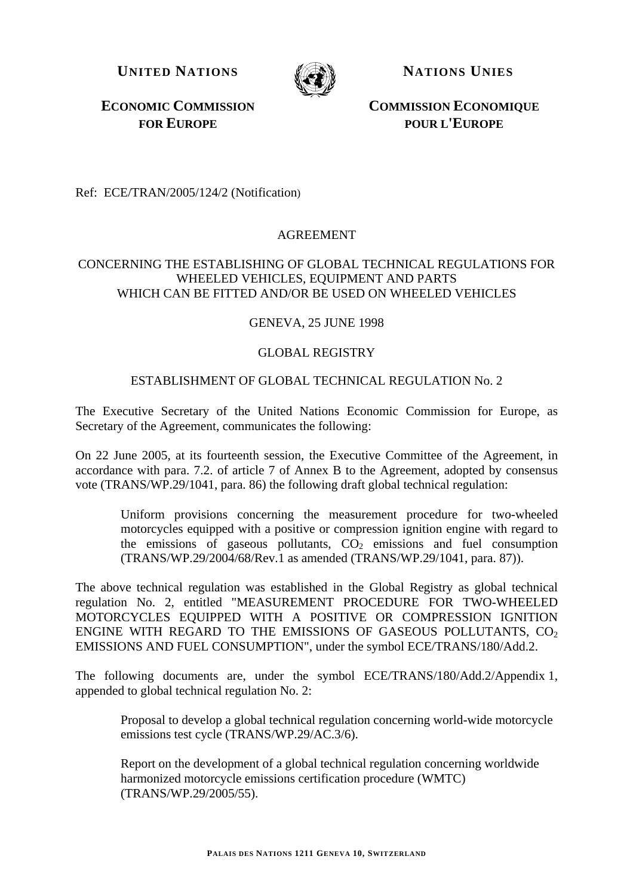**UNITED NATIONS** | **NATIONS UNIES**

**ECONOMIC COMMISSION FOR EUROPE** | **COMMISSION ECONOMIQUE POUR L'EUROPE**

Ref: ECE/TRAN/2005/124/2 (Notification)

AGREEMENT

CONCERNING THE ESTABLISHING OF GLOBAL TECHNICAL REGULATIONS FOR WHEELED VEHICLES, EQUIPMENT AND PARTS WHICH CAN BE FITTED AND/OR BE USED ON WHEELED VEHICLES

GENEVA, 25 JUNE 1998

GLOBAL REGISTRY

ESTABLISHMENT OF GLOBAL TECHNICAL REGULATION No. 2

The Executive Secretary of the United Nations Economic Commission for Europe, as Secretary of the Agreement, communicates the following:

On 22 June 2005, at its fourteenth session, the Executive Committee of the Agreement, in accordance with para. 7.2. of article 7 of Annex B to the Agreement, adopted by consensus vote (TRANS/WP.29/1041, para. 86) the following draft global technical regulation:

> Uniform provisions concerning the measurement procedure for two-wheeled motorcycles equipped with a positive or compression ignition engine with regard to the emissions of gaseous pollutants, $CO_2$ emissions and fuel consumption (TRANS/WP.29/2004/68/Rev.1 as amended (TRANS/WP.29/1041, para. 87)).

The above technical regulation was established in the Global Registry as global technical regulation No. 2, entitled "MEASUREMENT PROCEDURE FOR TWO-WHEELED MOTORCYCLES EQUIPPED WITH A POSITIVE OR COMPRESSION IGNITION ENGINE WITH REGARD TO THE EMISSIONS OF GASEOUS POLLUTANTS, $CO_2$ EMISSIONS AND FUEL CONSUMPTION", under the symbol ECE/TRANS/180/Add.2.

The following documents are, under the symbol ECE/TRANS/180/Add.2/Appendix 1, appended to global technical regulation No. 2:

> Proposal to develop a global technical regulation concerning world-wide motorcycle emissions test cycle (TRANS/WP.29/AC.3/6).
>
> Report on the development of a global technical regulation concerning worldwide harmonized motorcycle emissions certification procedure (WMTC) (TRANS/WP.29/2005/55).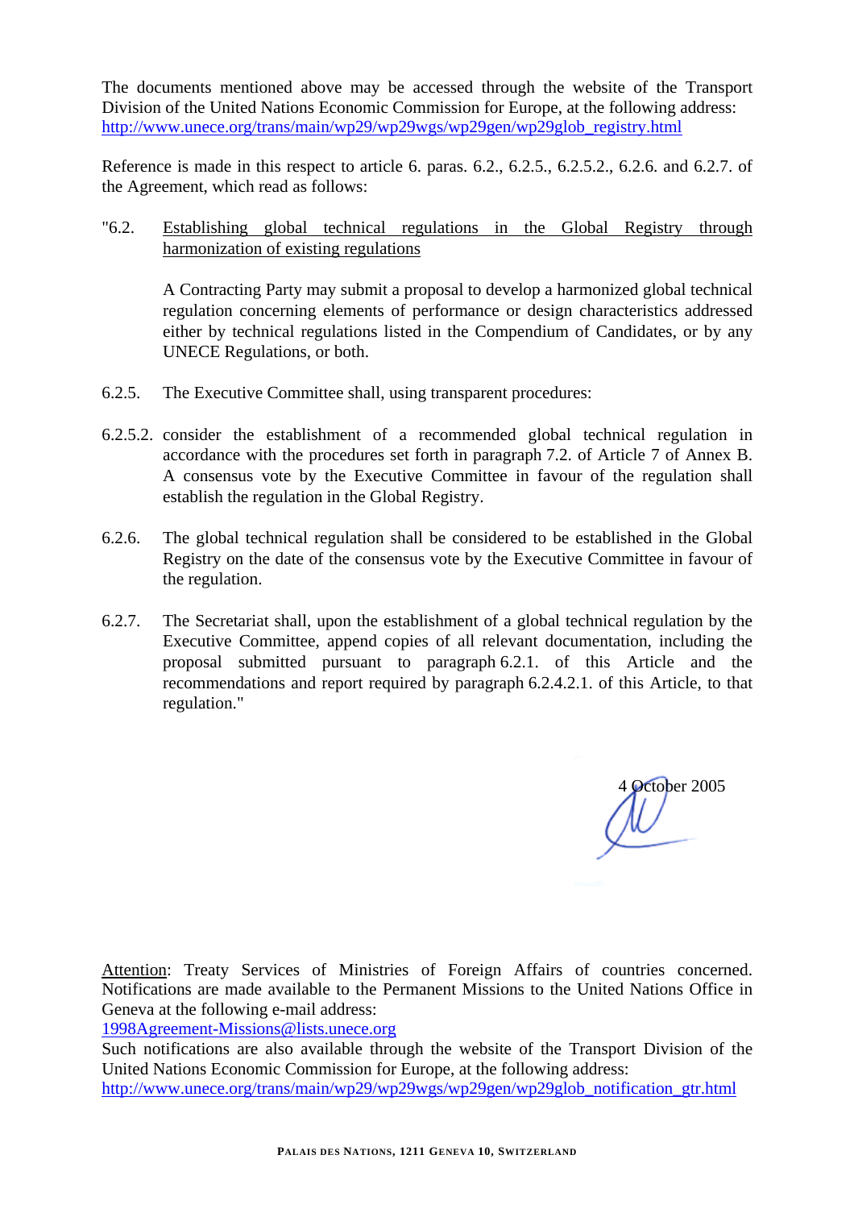The documents mentioned above may be accessed through the website of the Transport Division of the United Nations Economic Commission for Europe, at the following address: http://www.unece.org/trans/main/wp29/wp29wgs/wp29gen/wp29glob_registry.html

Reference is made in this respect to article 6. paras. 6.2., 6.2.5., 6.2.5.2., 6.2.6. and 6.2.7. of the Agreement, which read as follows:

"6.2. Establishing global technical regulations in the Global Registry through harmonization of existing regulations

A Contracting Party may submit a proposal to develop a harmonized global technical regulation concerning elements of performance or design characteristics addressed either by technical regulations listed in the Compendium of Candidates, or by any UNECE Regulations, or both.

6.2.5. The Executive Committee shall, using transparent procedures:

6.2.5.2. consider the establishment of a recommended global technical regulation in accordance with the procedures set forth in paragraph 7.2. of Article 7 of Annex B. A consensus vote by the Executive Committee in favour of the regulation shall establish the regulation in the Global Registry.

6.2.6. The global technical regulation shall be considered to be established in the Global Registry on the date of the consensus vote by the Executive Committee in favour of the regulation.

6.2.7. The Secretariat shall, upon the establishment of a global technical regulation by the Executive Committee, append copies of all relevant documentation, including the proposal submitted pursuant to paragraph 6.2.1. of this Article and the recommendations and report required by paragraph 6.2.4.2.1. of this Article, to that regulation."

4 October 2005

Attention: Treaty Services of Ministries of Foreign Affairs of countries concerned. Notifications are made available to the Permanent Missions to the United Nations Office in Geneva at the following e-mail address:
1998Agreement-Missions@lists.unece.org
Such notifications are also available through the website of the Transport Division of the United Nations Economic Commission for Europe, at the following address:
http://www.unece.org/trans/main/wp29/wp29wgs/wp29gen/wp29glob_notification_gtr.html

PALAIS DES NATIONS, 1211 GENEVA 10, SWITZERLAND